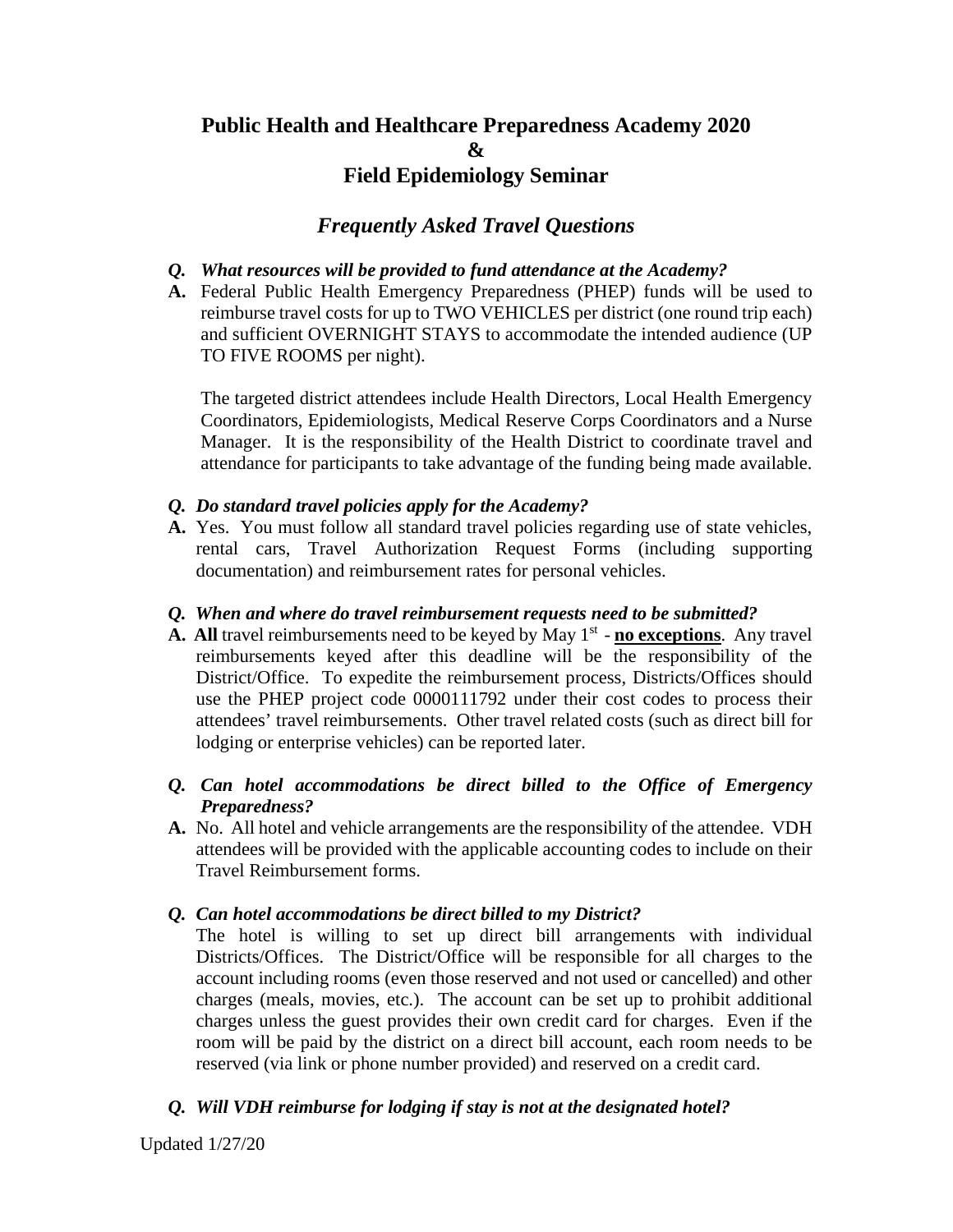# Public Health and Healthcare Preparedness Academy 2020
# &
# Field Epidemiology Seminar

## *Frequently Asked Travel Questions*

***Q. What resources will be provided to fund attendance at the Academy?***

**A.** Federal Public Health Emergency Preparedness (PHEP) funds will be used to reimburse travel costs for up to TWO VEHICLES per district (one round trip each) and sufficient OVERNIGHT STAYS to accommodate the intended audience (UP TO FIVE ROOMS per night).

The targeted district attendees include Health Directors, Local Health Emergency Coordinators, Epidemiologists, Medical Reserve Corps Coordinators and a Nurse Manager. It is the responsibility of the Health District to coordinate travel and attendance for participants to take advantage of the funding being made available.

***Q. Do standard travel policies apply for the Academy?***

**A.** Yes. You must follow all standard travel policies regarding use of state vehicles, rental cars, Travel Authorization Request Forms (including supporting documentation) and reimbursement rates for personal vehicles.

***Q. When and where do travel reimbursement requests need to be submitted?***

**A. All** travel reimbursements need to be keyed by May 1st - **<u>no exceptions</u>**. Any travel reimbursements keyed after this deadline will be the responsibility of the District/Office. To expedite the reimbursement process, Districts/Offices should use the PHEP project code 0000111792 under their cost codes to process their attendees' travel reimbursements. Other travel related costs (such as direct bill for lodging or enterprise vehicles) can be reported later.

***Q. Can hotel accommodations be direct billed to the Office of Emergency Preparedness?***

**A.** No. All hotel and vehicle arrangements are the responsibility of the attendee. VDH attendees will be provided with the applicable accounting codes to include on their Travel Reimbursement forms.

***Q. Can hotel accommodations be direct billed to my District?***

The hotel is willing to set up direct bill arrangements with individual Districts/Offices. The District/Office will be responsible for all charges to the account including rooms (even those reserved and not used or cancelled) and other charges (meals, movies, etc.). The account can be set up to prohibit additional charges unless the guest provides their own credit card for charges. Even if the room will be paid by the district on a direct bill account, each room needs to be reserved (via link or phone number provided) and reserved on a credit card.

***Q. Will VDH reimburse for lodging if stay is not at the designated hotel?***

Updated 1/27/20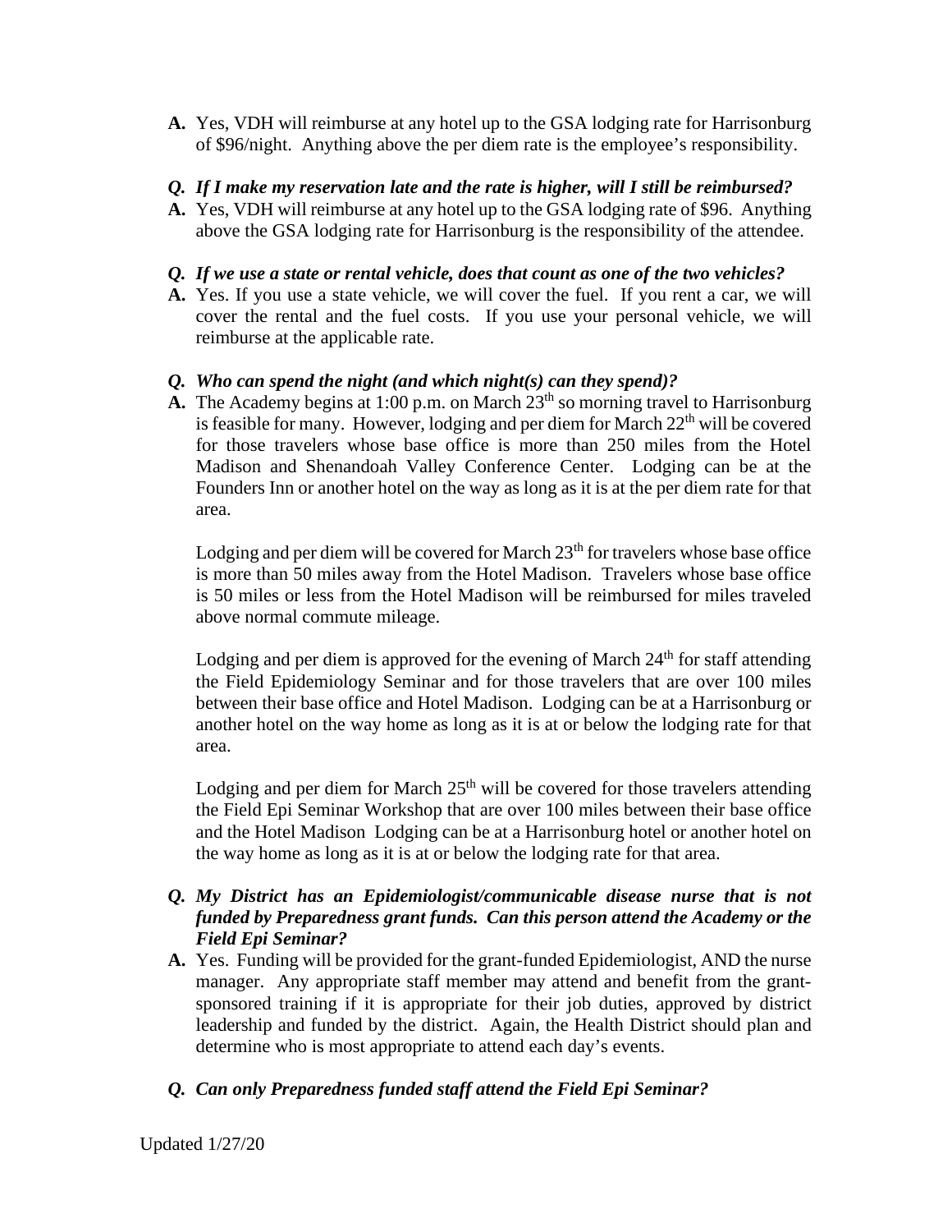**A.** Yes, VDH will reimburse at any hotel up to the GSA lodging rate for Harrisonburg of $96/night. Anything above the per diem rate is the employee's responsibility.

***Q. If I make my reservation late and the rate is higher, will I still be reimbursed?***

**A.** Yes, VDH will reimburse at any hotel up to the GSA lodging rate of $96. Anything above the GSA lodging rate for Harrisonburg is the responsibility of the attendee.

***Q. If we use a state or rental vehicle, does that count as one of the two vehicles?***

**A.** Yes. If you use a state vehicle, we will cover the fuel. If you rent a car, we will cover the rental and the fuel costs. If you use your personal vehicle, we will reimburse at the applicable rate.

***Q. Who can spend the night (and which night(s) can they spend)?***

**A.** The Academy begins at 1:00 p.m. on March 23rd so morning travel to Harrisonburg is feasible for many. However, lodging and per diem for March 22nd will be covered for those travelers whose base office is more than 250 miles from the Hotel Madison and Shenandoah Valley Conference Center. Lodging can be at the Founders Inn or another hotel on the way as long as it is at the per diem rate for that area.

Lodging and per diem will be covered for March 23rd for travelers whose base office is more than 50 miles away from the Hotel Madison. Travelers whose base office is 50 miles or less from the Hotel Madison will be reimbursed for miles traveled above normal commute mileage.

Lodging and per diem is approved for the evening of March 24th for staff attending the Field Epidemiology Seminar and for those travelers that are over 100 miles between their base office and Hotel Madison. Lodging can be at a Harrisonburg or another hotel on the way home as long as it is at or below the lodging rate for that area.

Lodging and per diem for March 25th will be covered for those travelers attending the Field Epi Seminar Workshop that are over 100 miles between their base office and the Hotel Madison Lodging can be at a Harrisonburg hotel or another hotel on the way home as long as it is at or below the lodging rate for that area.

***Q. My District has an Epidemiologist/communicable disease nurse that is not funded by Preparedness grant funds. Can this person attend the Academy or the Field Epi Seminar?***

**A.** Yes. Funding will be provided for the grant-funded Epidemiologist, AND the nurse manager. Any appropriate staff member may attend and benefit from the grant-sponsored training if it is appropriate for their job duties, approved by district leadership and funded by the district. Again, the Health District should plan and determine who is most appropriate to attend each day's events.

***Q. Can only Preparedness funded staff attend the Field Epi Seminar?***

Updated 1/27/20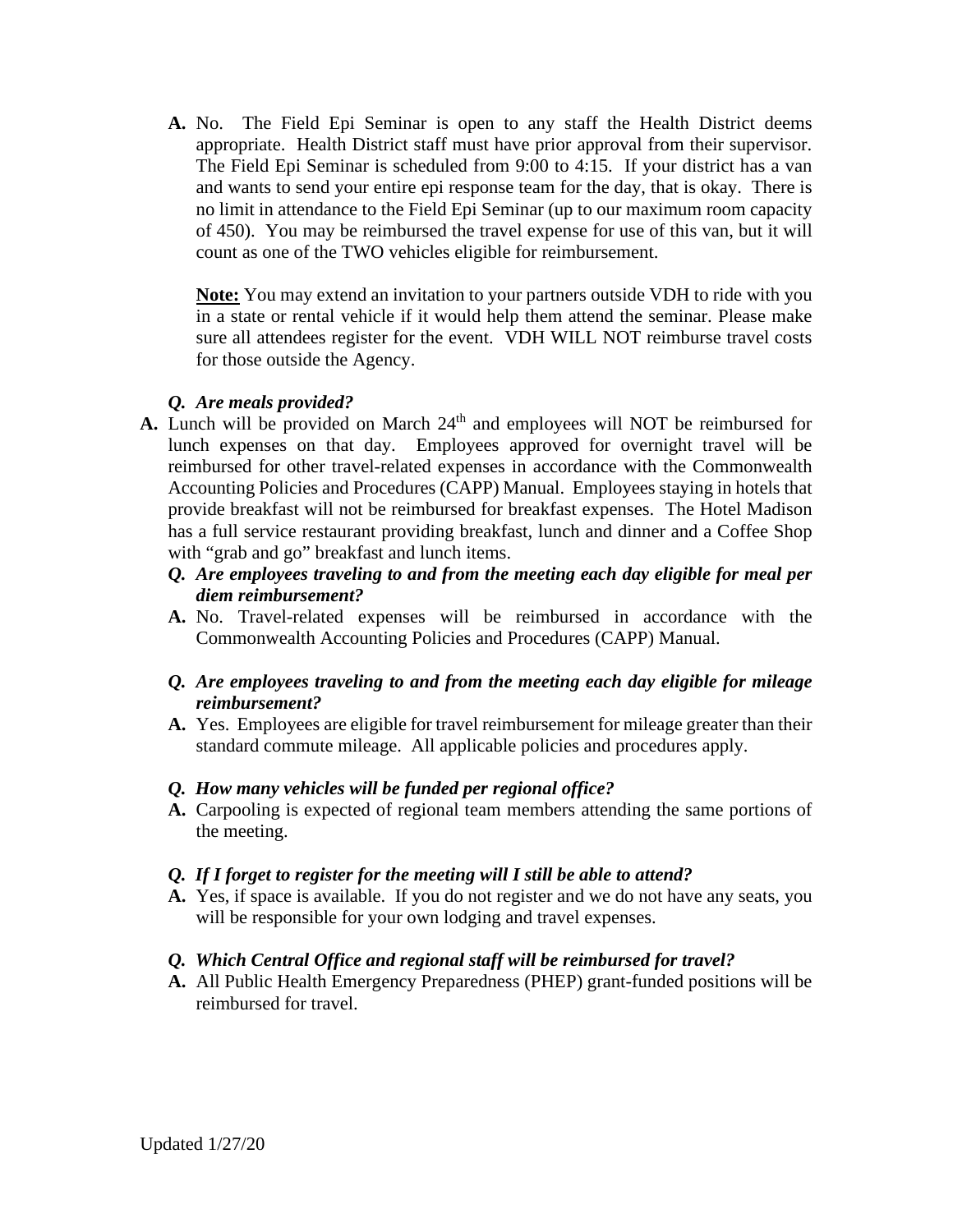**A.** No. The Field Epi Seminar is open to any staff the Health District deems appropriate. Health District staff must have prior approval from their supervisor. The Field Epi Seminar is scheduled from 9:00 to 4:15. If your district has a van and wants to send your entire epi response team for the day, that is okay. There is no limit in attendance to the Field Epi Seminar (up to our maximum room capacity of 450). You may be reimbursed the travel expense for use of this van, but it will count as one of the TWO vehicles eligible for reimbursement.

**Note:** You may extend an invitation to your partners outside VDH to ride with you in a state or rental vehicle if it would help them attend the seminar. Please make sure all attendees register for the event. VDH WILL NOT reimburse travel costs for those outside the Agency.

***Q. Are meals provided?***

**A.** Lunch will be provided on March 24th and employees will NOT be reimbursed for lunch expenses on that day. Employees approved for overnight travel will be reimbursed for other travel-related expenses in accordance with the Commonwealth Accounting Policies and Procedures (CAPP) Manual. Employees staying in hotels that provide breakfast will not be reimbursed for breakfast expenses. The Hotel Madison has a full service restaurant providing breakfast, lunch and dinner and a Coffee Shop with "grab and go" breakfast and lunch items.

***Q. Are employees traveling to and from the meeting each day eligible for meal per diem reimbursement?***

**A.** No. Travel-related expenses will be reimbursed in accordance with the Commonwealth Accounting Policies and Procedures (CAPP) Manual.

***Q. Are employees traveling to and from the meeting each day eligible for mileage reimbursement?***

**A.** Yes. Employees are eligible for travel reimbursement for mileage greater than their standard commute mileage. All applicable policies and procedures apply.

***Q. How many vehicles will be funded per regional office?***

**A.** Carpooling is expected of regional team members attending the same portions of the meeting.

***Q. If I forget to register for the meeting will I still be able to attend?***

**A.** Yes, if space is available. If you do not register and we do not have any seats, you will be responsible for your own lodging and travel expenses.

***Q. Which Central Office and regional staff will be reimbursed for travel?***

**A.** All Public Health Emergency Preparedness (PHEP) grant-funded positions will be reimbursed for travel.

Updated 1/27/20